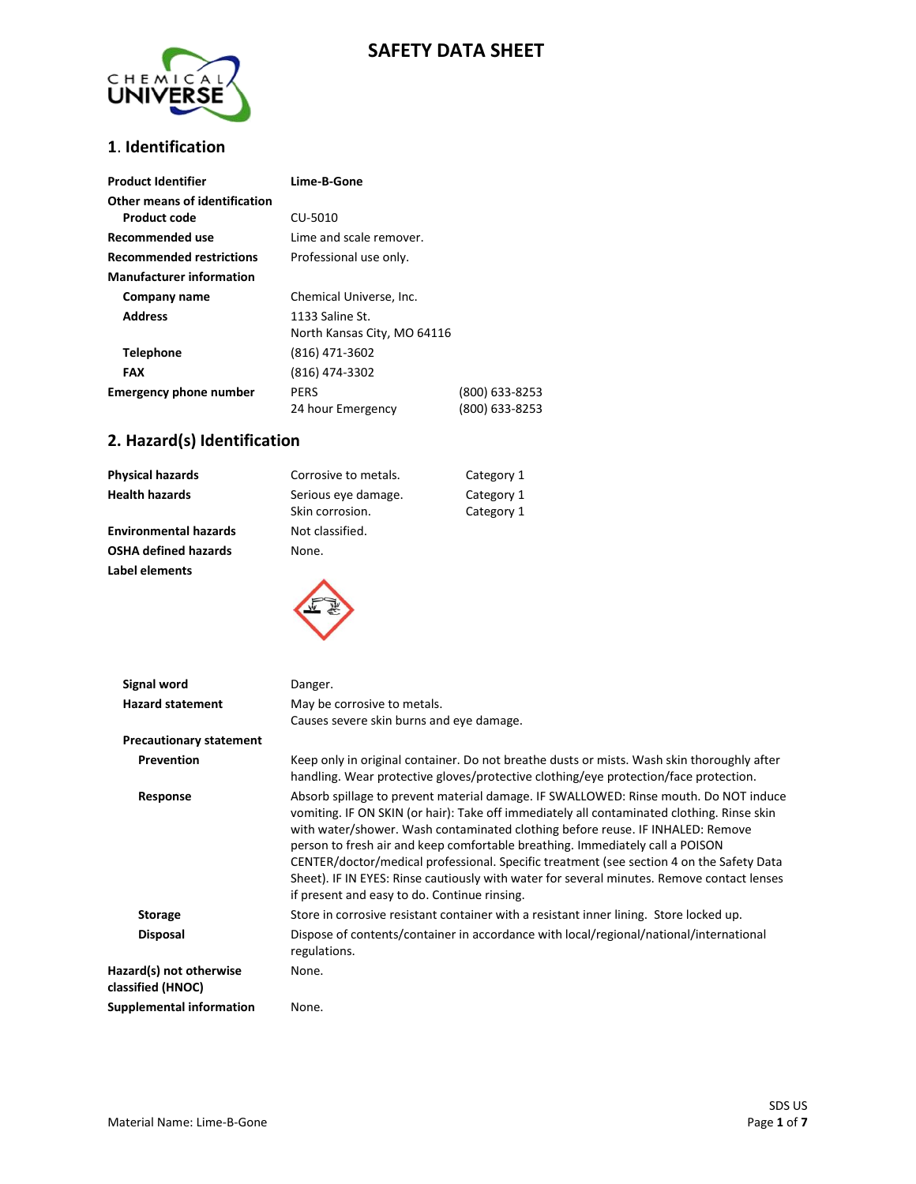# SAFETY DATA SHEET

## 1. Identification

| | | |
|---|---|---|
| **Product Identifier** | **Lime-B-Gone** | |
| **Other means of identification** | | |
| **Product code** | CU-5010 | |
| **Recommended use** | Lime and scale remover. | |
| **Recommended restrictions** | Professional use only. | |
| **Manufacturer information** | | |
| **Company name** | Chemical Universe, Inc. | |
| **Address** | 1133 Saline St.<br>North Kansas City, MO 64116 | |
| **Telephone** | (816) 471-3602 | |
| **FAX** | (816) 474-3302 | |
| **Emergency phone number** | PERS | (800) 633-8253 |
| | 24 hour Emergency | (800) 633-8253 |

## 2. Hazard(s) Identification

| | | |
|---|---|---|
| **Physical hazards** | Corrosive to metals. | Category 1 |
| **Health hazards** | Serious eye damage. | Category 1 |
| | Skin corrosion. | Category 1 |
| **Environmental hazards** | Not classified. | |
| **OSHA defined hazards** | None. | |

**Label elements**

**Signal word**: Danger.

**Hazard statement**: May be corrosive to metals.
Causes severe skin burns and eye damage.

**Precautionary statement**

**Prevention**: Keep only in original container. Do not breathe dusts or mists. Wash skin thoroughly after handling. Wear protective gloves/protective clothing/eye protection/face protection.

**Response**: Absorb spillage to prevent material damage. IF SWALLOWED: Rinse mouth. Do NOT induce vomiting. IF ON SKIN (or hair): Take off immediately all contaminated clothing. Rinse skin with water/shower. Wash contaminated clothing before reuse. IF INHALED: Remove person to fresh air and keep comfortable breathing. Immediately call a POISON CENTER/doctor/medical professional. Specific treatment (see section 4 on the Safety Data Sheet). IF IN EYES: Rinse cautiously with water for several minutes. Remove contact lenses if present and easy to do. Continue rinsing.

**Storage**: Store in corrosive resistant container with a resistant inner lining. Store locked up.

**Disposal**: Dispose of contents/container in accordance with local/regional/national/international regulations.

**Hazard(s) not otherwise classified (HNOC)**: None.

**Supplemental information**: None.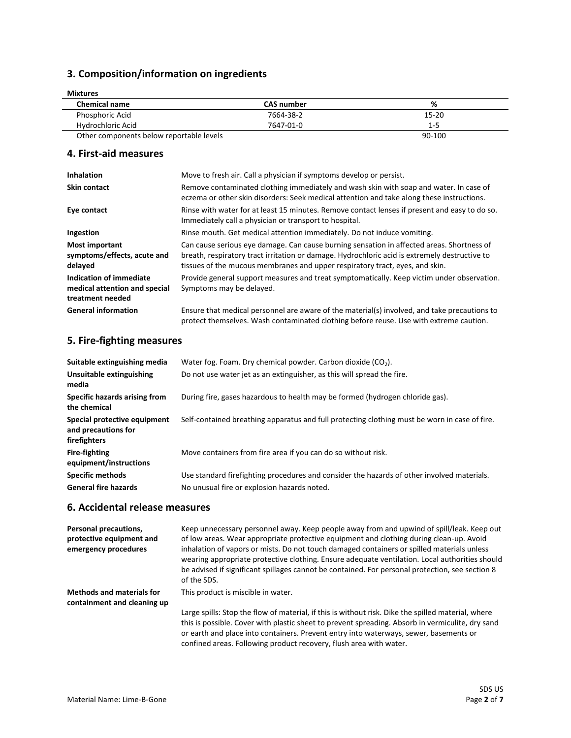## 3. Composition/information on ingredients

**Mixtures**

| Chemical name | CAS number | % |
|---|---|---|
| Phosphoric Acid | 7664-38-2 | 15-20 |
| Hydrochloric Acid | 7647-01-0 | 1-5 |
| Other components below reportable levels | | 90-100 |

## 4. First-aid measures

| | |
|---|---|
| **Inhalation** | Move to fresh air. Call a physician if symptoms develop or persist. |
| **Skin contact** | Remove contaminated clothing immediately and wash skin with soap and water. In case of eczema or other skin disorders: Seek medical attention and take along these instructions. |
| **Eye contact** | Rinse with water for at least 15 minutes. Remove contact lenses if present and easy to do so. Immediately call a physician or transport to hospital. |
| **Ingestion** | Rinse mouth. Get medical attention immediately. Do not induce vomiting. |
| **Most important symptoms/effects, acute and delayed** | Can cause serious eye damage. Can cause burning sensation in affected areas. Shortness of breath, respiratory tract irritation or damage. Hydrochloric acid is extremely destructive to tissues of the mucous membranes and upper respiratory tract, eyes, and skin. |
| **Indication of immediate medical attention and special treatment needed** | Provide general support measures and treat symptomatically. Keep victim under observation. Symptoms may be delayed. |
| **General information** | Ensure that medical personnel are aware of the material(s) involved, and take precautions to protect themselves. Wash contaminated clothing before reuse. Use with extreme caution. |

## 5. Fire-fighting measures

| | |
|---|---|
| **Suitable extinguishing media** | Water fog. Foam. Dry chemical powder. Carbon dioxide ($CO_2$). |
| **Unsuitable extinguishing media** | Do not use water jet as an extinguisher, as this will spread the fire. |
| **Specific hazards arising from the chemical** | During fire, gases hazardous to health may be formed (hydrogen chloride gas). |
| **Special protective equipment and precautions for firefighters** | Self-contained breathing apparatus and full protecting clothing must be worn in case of fire. |
| **Fire-fighting equipment/instructions** | Move containers from fire area if you can do so without risk. |
| **Specific methods** | Use standard firefighting procedures and consider the hazards of other involved materials. |
| **General fire hazards** | No unusual fire or explosion hazards noted. |

## 6. Accidental release measures

| | |
|---|---|
| **Personal precautions, protective equipment and emergency procedures** | Keep unnecessary personnel away. Keep people away from and upwind of spill/leak. Keep out of low areas. Wear appropriate protective equipment and clothing during clean-up. Avoid inhalation of vapors or mists. Do not touch damaged containers or spilled materials unless wearing appropriate protective clothing. Ensure adequate ventilation. Local authorities should be advised if significant spillages cannot be contained. For personal protection, see section 8 of the SDS. |
| **Methods and materials for containment and cleaning up** | This product is miscible in water. <br><br> Large spills: Stop the flow of material, if this is without risk. Dike the spilled material, where this is possible. Cover with plastic sheet to prevent spreading. Absorb in vermiculite, dry sand or earth and place into containers. Prevent entry into waterways, sewer, basements or confined areas. Following product recovery, flush area with water. |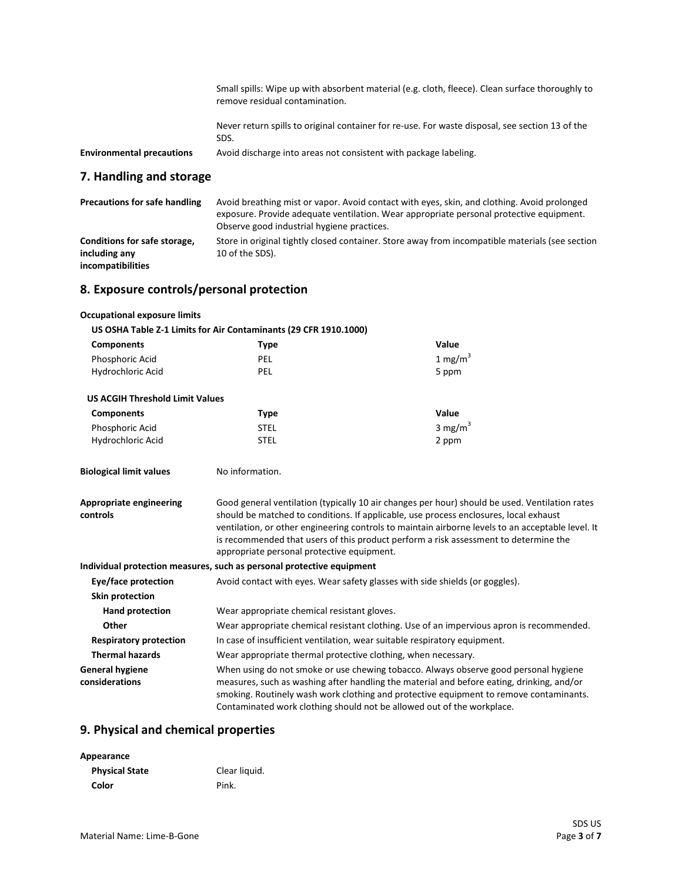Small spills: Wipe up with absorbent material (e.g. cloth, fleece). Clean surface thoroughly to remove residual contamination.

Never return spills to original container for re-use. For waste disposal, see section 13 of the SDS.

**Environmental precautions** Avoid discharge into areas not consistent with package labeling.

## 7. Handling and storage

**Precautions for safe handling** Avoid breathing mist or vapor. Avoid contact with eyes, skin, and clothing. Avoid prolonged exposure. Provide adequate ventilation. Wear appropriate personal protective equipment. Observe good industrial hygiene practices.

**Conditions for safe storage, including any incompatibilities** Store in original tightly closed container. Store away from incompatible materials (see section 10 of the SDS).

## 8. Exposure controls/personal protection

**Occupational exposure limits**

**US OSHA Table Z-1 Limits for Air Contaminants (29 CFR 1910.1000)**

| Components | Type | Value |
|---|---|---|
| Phosphoric Acid | PEL | 1 $mg/m^3$ |
| Hydrochloric Acid | PEL | 5 ppm |

**US ACGIH Threshold Limit Values**

| Components | Type | Value |
|---|---|---|
| Phosphoric Acid | STEL | 3 $mg/m^3$ |
| Hydrochloric Acid | STEL | 2 ppm |

**Biological limit values** No information.

**Appropriate engineering controls** Good general ventilation (typically 10 air changes per hour) should be used. Ventilation rates should be matched to conditions. If applicable, use process enclosures, local exhaust ventilation, or other engineering controls to maintain airborne levels to an acceptable level. It is recommended that users of this product perform a risk assessment to determine the appropriate personal protective equipment.

**Individual protection measures, such as personal protective equipment**

**Eye/face protection** Avoid contact with eyes. Wear safety glasses with side shields (or goggles).

**Skin protection**

**Hand protection** Wear appropriate chemical resistant gloves.

**Other** Wear appropriate chemical resistant clothing. Use of an impervious apron is recommended.

**Respiratory protection** In case of insufficient ventilation, wear suitable respiratory equipment.

**Thermal hazards** Wear appropriate thermal protective clothing, when necessary.

**General hygiene considerations** When using do not smoke or use chewing tobacco. Always observe good personal hygiene measures, such as washing after handling the material and before eating, drinking, and/or smoking. Routinely wash work clothing and protective equipment to remove contaminants. Contaminated work clothing should not be allowed out of the workplace.

## 9. Physical and chemical properties

**Appearance**

**Physical State** Clear liquid.

**Color** Pink.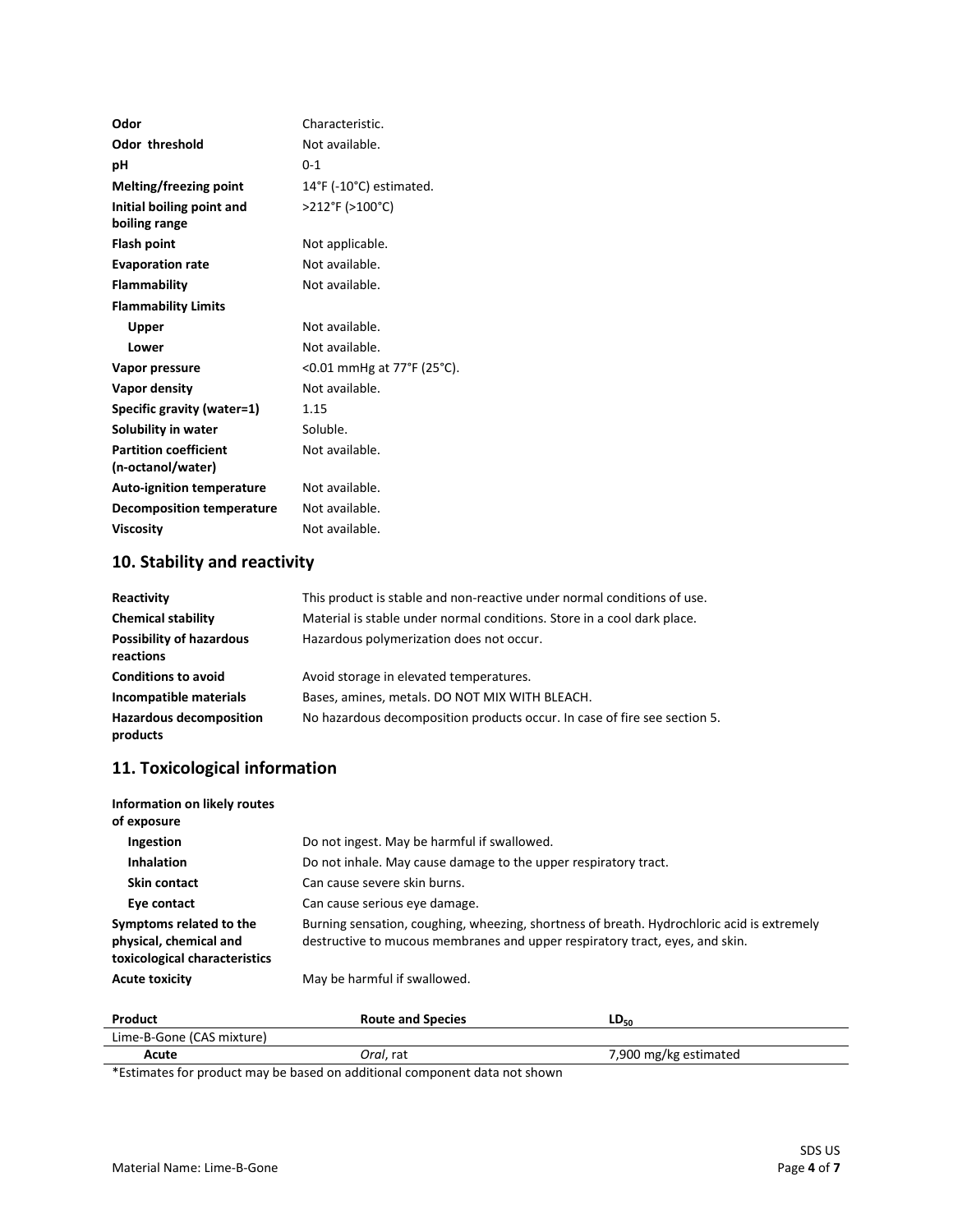| | |
|---|---|
| **Odor** | Characteristic. |
| **Odor threshold** | Not available. |
| **pH** | 0-1 |
| **Melting/freezing point** | 14°F (-10°C) estimated. |
| **Initial boiling point and boiling range** | >212°F (>100°C) |
| **Flash point** | Not applicable. |
| **Evaporation rate** | Not available. |
| **Flammability** | Not available. |
| **Flammability Limits** | |
| **Upper** | Not available. |
| **Lower** | Not available. |
| **Vapor pressure** | <0.01 mmHg at 77°F (25°C). |
| **Vapor density** | Not available. |
| **Specific gravity (water=1)** | 1.15 |
| **Solubility in water** | Soluble. |
| **Partition coefficient (n-octanol/water)** | Not available. |
| **Auto-ignition temperature** | Not available. |
| **Decomposition temperature** | Not available. |
| **Viscosity** | Not available. |

## 10. Stability and reactivity

| | |
|---|---|
| **Reactivity** | This product is stable and non-reactive under normal conditions of use. |
| **Chemical stability** | Material is stable under normal conditions. Store in a cool dark place. |
| **Possibility of hazardous reactions** | Hazardous polymerization does not occur. |
| **Conditions to avoid** | Avoid storage in elevated temperatures. |
| **Incompatible materials** | Bases, amines, metals. DO NOT MIX WITH BLEACH. |
| **Hazardous decomposition products** | No hazardous decomposition products occur. In case of fire see section 5. |

## 11. Toxicological information

**Information on likely routes of exposure**

| | |
|---|---|
| **Ingestion** | Do not ingest. May be harmful if swallowed. |
| **Inhalation** | Do not inhale. May cause damage to the upper respiratory tract. |
| **Skin contact** | Can cause severe skin burns. |
| **Eye contact** | Can cause serious eye damage. |
| **Symptoms related to the physical, chemical and toxicological characteristics** | Burning sensation, coughing, wheezing, shortness of breath. Hydrochloric acid is extremely destructive to mucous membranes and upper respiratory tract, eyes, and skin. |
| **Acute toxicity** | May be harmful if swallowed. |

| Product | Route and Species | $LD_{50}$ |
|---|---|---|
| Lime-B-Gone (CAS mixture) | | |
| **Acute** | *Oral*, rat | 7,900 mg/kg estimated |

*Estimates for product may be based on additional component data not shown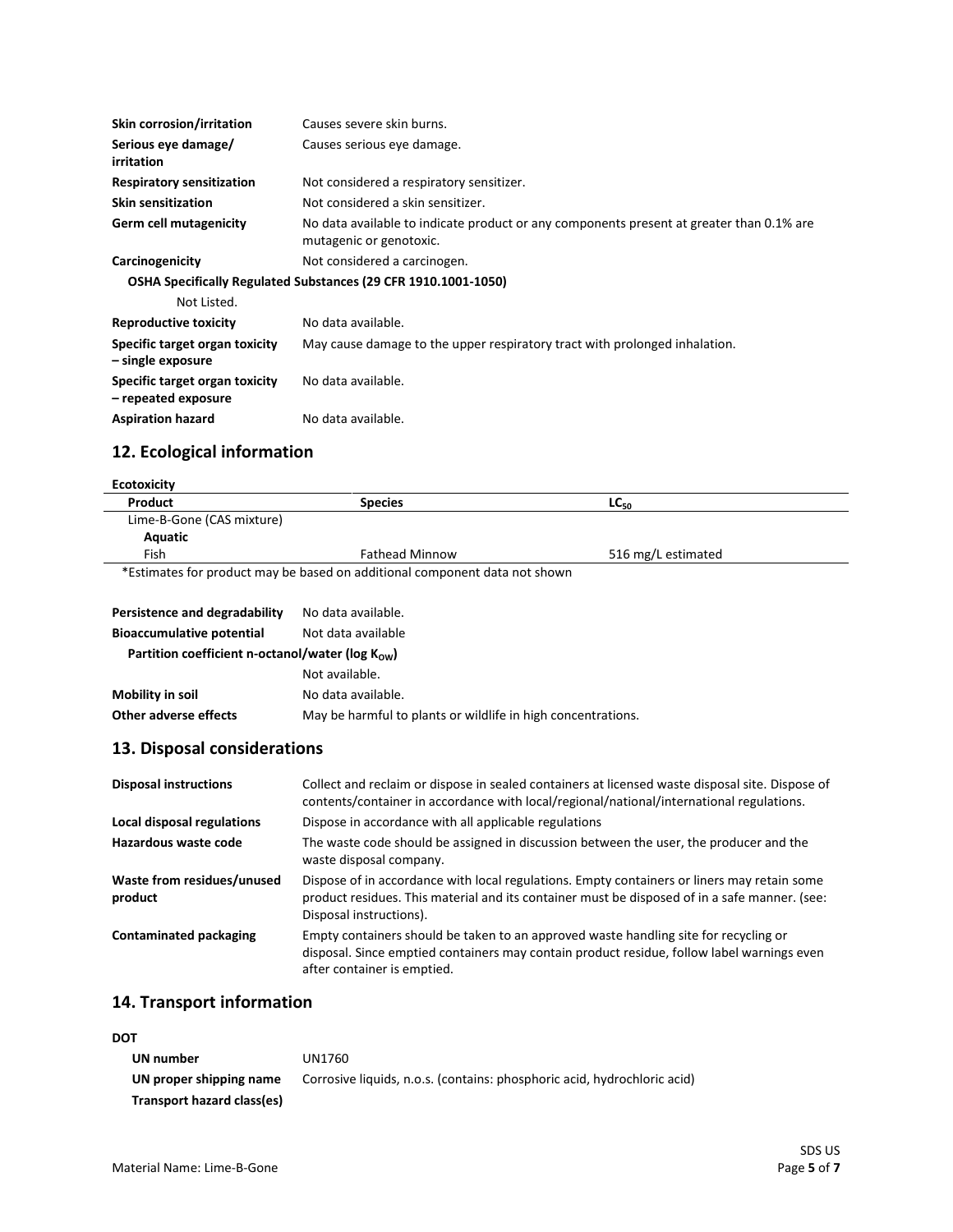| | |
|---|---|
| **Skin corrosion/irritation** | Causes severe skin burns. |
| **Serious eye damage/ irritation** | Causes serious eye damage. |
| **Respiratory sensitization** | Not considered a respiratory sensitizer. |
| **Skin sensitization** | Not considered a skin sensitizer. |
| **Germ cell mutagenicity** | No data available to indicate product or any components present at greater than 0.1% are mutagenic or genotoxic. |
| **Carcinogenicity** | Not considered a carcinogen. |

**OSHA Specifically Regulated Substances (29 CFR 1910.1001-1050)**

Not Listed.

| | |
|---|---|
| **Reproductive toxicity** | No data available. |
| **Specific target organ toxicity – single exposure** | May cause damage to the upper respiratory tract with prolonged inhalation. |
| **Specific target organ toxicity – repeated exposure** | No data available. |
| **Aspiration hazard** | No data available. |

## 12. Ecological information

**Ecotoxicity**

| Product | Species | $LC_{50}$ |
|---|---|---|
| Lime-B-Gone (CAS mixture) | | |
| **Aquatic** | | |
| Fish | Fathead Minnow | 516 mg/L estimated |

*Estimates for product may be based on additional component data not shown

| | |
|---|---|
| **Persistence and degradability** | No data available. |
| **Bioaccumulative potential** | Not data available |

**Partition coefficient n-octanol/water (log $K_{OW}$)**

Not available.

| | |
|---|---|
| **Mobility in soil** | No data available. |
| **Other adverse effects** | May be harmful to plants or wildlife in high concentrations. |

## 13. Disposal considerations

| | |
|---|---|
| **Disposal instructions** | Collect and reclaim or dispose in sealed containers at licensed waste disposal site. Dispose of contents/container in accordance with local/regional/national/international regulations. |
| **Local disposal regulations** | Dispose in accordance with all applicable regulations |
| **Hazardous waste code** | The waste code should be assigned in discussion between the user, the producer and the waste disposal company. |
| **Waste from residues/unused product** | Dispose of in accordance with local regulations. Empty containers or liners may retain some product residues. This material and its container must be disposed of in a safe manner. (see: Disposal instructions). |
| **Contaminated packaging** | Empty containers should be taken to an approved waste handling site for recycling or disposal. Since emptied containers may contain product residue, follow label warnings even after container is emptied. |

## 14. Transport information

**DOT**

| | |
|---|---|
| **UN number** | UN1760 |
| **UN proper shipping name** | Corrosive liquids, n.o.s. (contains: phosphoric acid, hydrochloric acid) |
| **Transport hazard class(es)** | |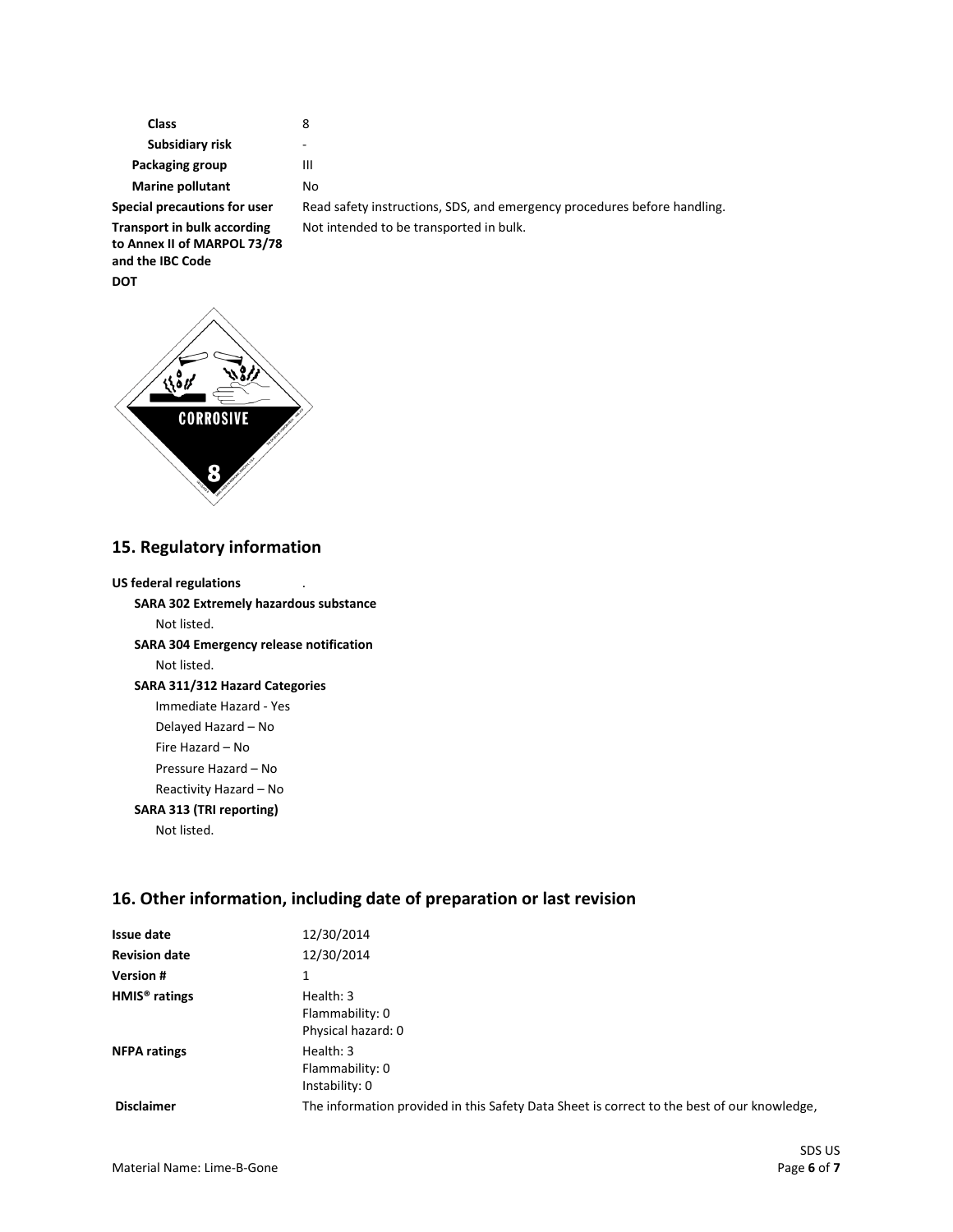| | |
|---|---|
| **Class** | 8 |
| **Subsidiary risk** | - |
| **Packaging group** | III |
| **Marine pollutant** | No |
| **Special precautions for user** | Read safety instructions, SDS, and emergency procedures before handling. |
| **Transport in bulk according to Annex II of MARPOL 73/78 and the IBC Code** | Not intended to be transported in bulk. |

**DOT**

## 15. Regulatory information

**US federal regulations** .

**SARA 302 Extremely hazardous substance**

Not listed.

**SARA 304 Emergency release notification**

Not listed.

**SARA 311/312 Hazard Categories**

Immediate Hazard - Yes

Delayed Hazard – No

Fire Hazard – No

Pressure Hazard – No

Reactivity Hazard – No

**SARA 313 (TRI reporting)**

Not listed.

## 16. Other information, including date of preparation or last revision

| | |
|---|---|
| **Issue date** | 12/30/2014 |
| **Revision date** | 12/30/2014 |
| **Version #** | 1 |
| **HMIS® ratings** | Health: 3<br>Flammability: 0<br>Physical hazard: 0 |
| **NFPA ratings** | Health: 3<br>Flammability: 0<br>Instability: 0 |
| **Disclaimer** | The information provided in this Safety Data Sheet is correct to the best of our knowledge, |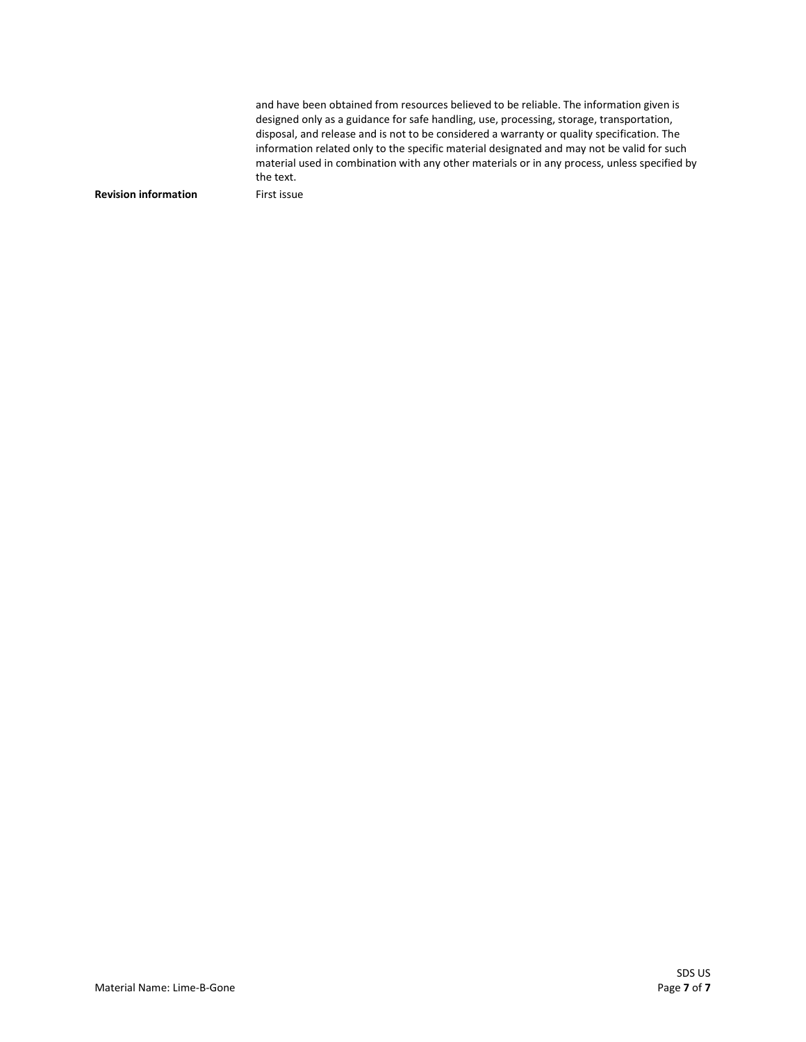and have been obtained from resources believed to be reliable. The information given is designed only as a guidance for safe handling, use, processing, storage, transportation, disposal, and release and is not to be considered a warranty or quality specification. The information related only to the specific material designated and may not be valid for such material used in combination with any other materials or in any process, unless specified by the text.

**Revision information** First issue